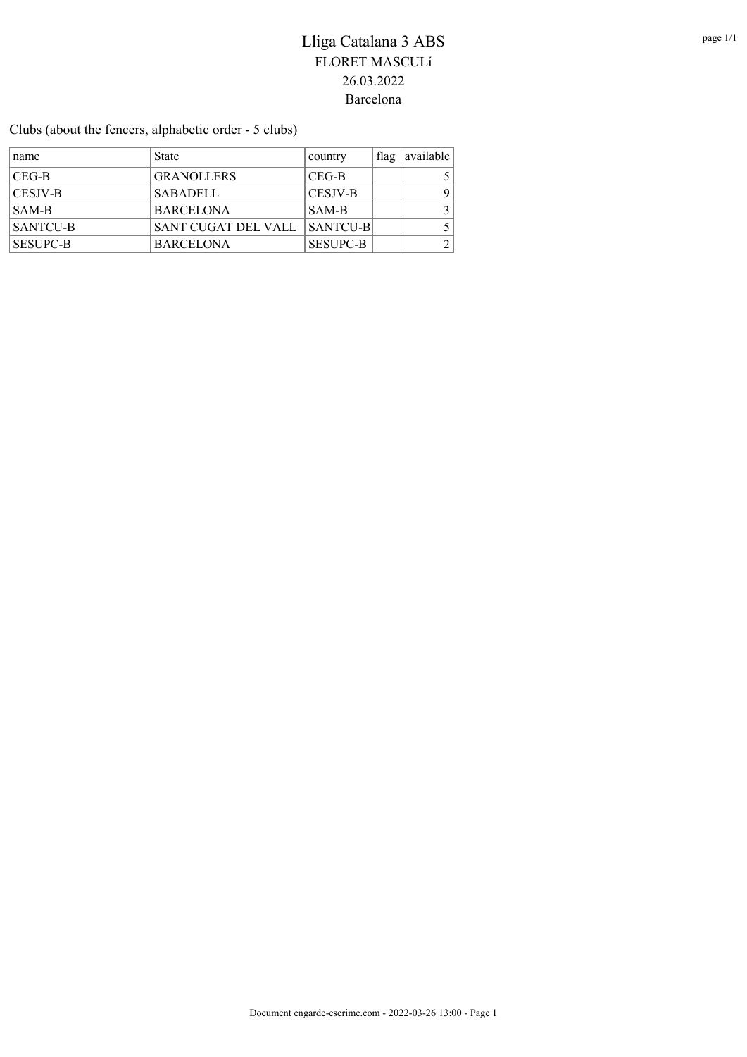# Lliga Catalana 3 ABS

FLORET MASCULí

26.03.2022

Barcelona

Clubs (about the fencers, alphabetic order - 5 clubs)

| name | State | country | flag | available |
|---|---|---|---|---|
| CEG-B | GRANOLLERS | CEG-B | | 5 |
| CESJV-B | SABADELL | CESJV-B | | 9 |
| SAM-B | BARCELONA | SAM-B | | 3 |
| SANTCU-B | SANT CUGAT DEL VALL | SANTCU-B | | 5 |
| SESUPC-B | BARCELONA | SESUPC-B | | 2 |

Document engarde-escrime.com - 2022-03-26 13:00 - Page 1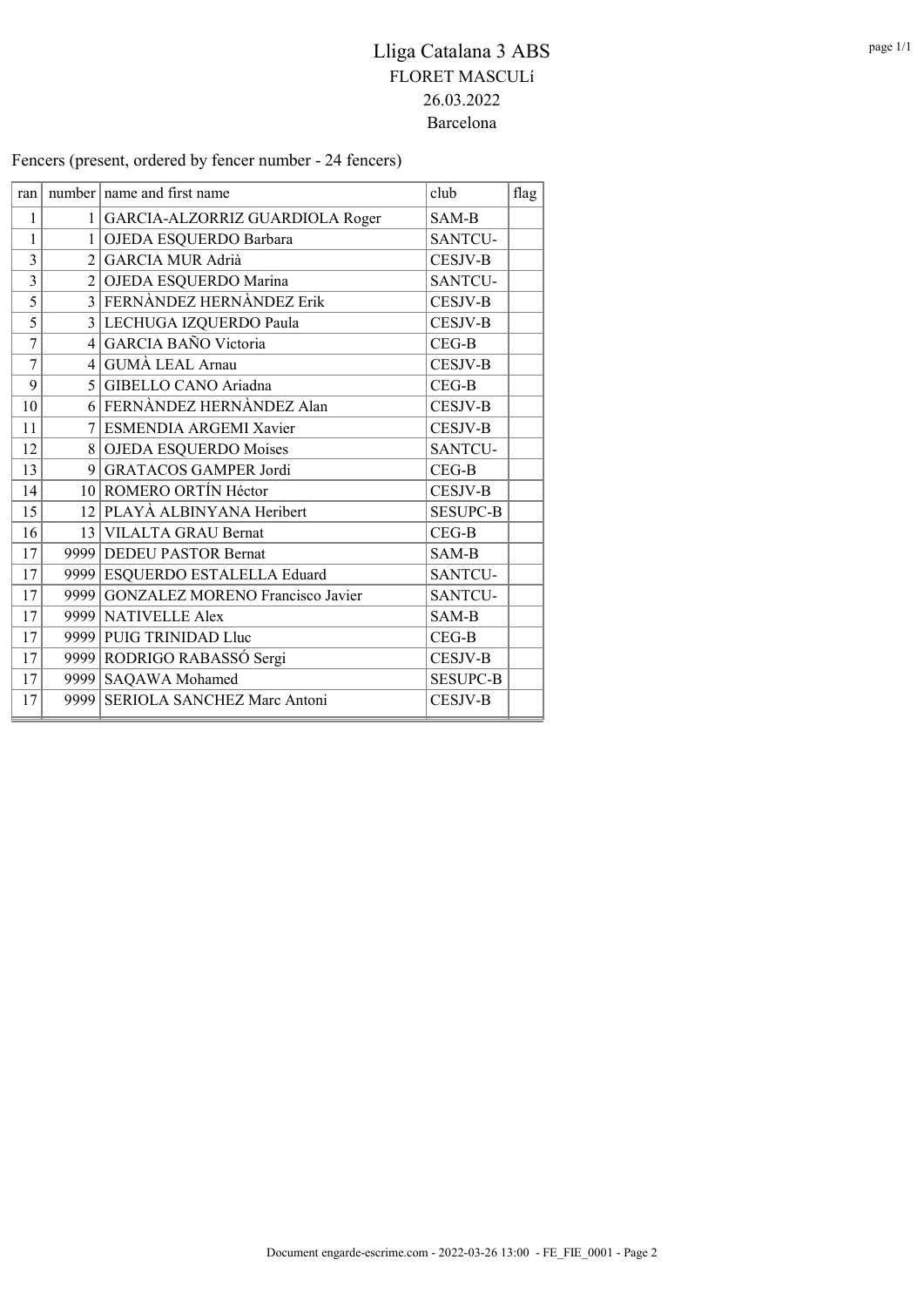# Lliga Catalana 3 ABS

FLORET MASCULí

26.03.2022

Barcelona

Fencers (present, ordered by fencer number - 24 fencers)

| ran | number | name and first name | club | flag |
|---|---|---|---|---|
| 1 | 1 | GARCIA-ALZORRIZ GUARDIOLA Roger | SAM-B | |
| 1 | 1 | OJEDA ESQUERDO Barbara | SANTCU- | |
| 3 | 2 | GARCIA MUR Adrià | CESJV-B | |
| 3 | 2 | OJEDA ESQUERDO Marina | SANTCU- | |
| 5 | 3 | FERNÀNDEZ HERNÀNDEZ Erik | CESJV-B | |
| 5 | 3 | LECHUGA IZQUERDO Paula | CESJV-B | |
| 7 | 4 | GARCIA BAÑO Victoria | CEG-B | |
| 7 | 4 | GUMÀ LEAL Arnau | CESJV-B | |
| 9 | 5 | GIBELLO CANO Ariadna | CEG-B | |
| 10 | 6 | FERNÀNDEZ HERNÀNDEZ Alan | CESJV-B | |
| 11 | 7 | ESMENDIA ARGEMI Xavier | CESJV-B | |
| 12 | 8 | OJEDA ESQUERDO Moises | SANTCU- | |
| 13 | 9 | GRATACOS GAMPER Jordi | CEG-B | |
| 14 | 10 | ROMERO ORTÍN Héctor | CESJV-B | |
| 15 | 12 | PLAYÀ ALBINYANA Heribert | SESUPC-B | |
| 16 | 13 | VILALTA GRAU Bernat | CEG-B | |
| 17 | 9999 | DEDEU PASTOR Bernat | SAM-B | |
| 17 | 9999 | ESQUERDO ESTALELLA Eduard | SANTCU- | |
| 17 | 9999 | GONZALEZ MORENO Francisco Javier | SANTCU- | |
| 17 | 9999 | NATIVELLE Alex | SAM-B | |
| 17 | 9999 | PUIG TRINIDAD Lluc | CEG-B | |
| 17 | 9999 | RODRIGO RABASSÓ Sergi | CESJV-B | |
| 17 | 9999 | SAQAWA Mohamed | SESUPC-B | |
| 17 | 9999 | SERIOLA SANCHEZ Marc Antoni | CESJV-B | |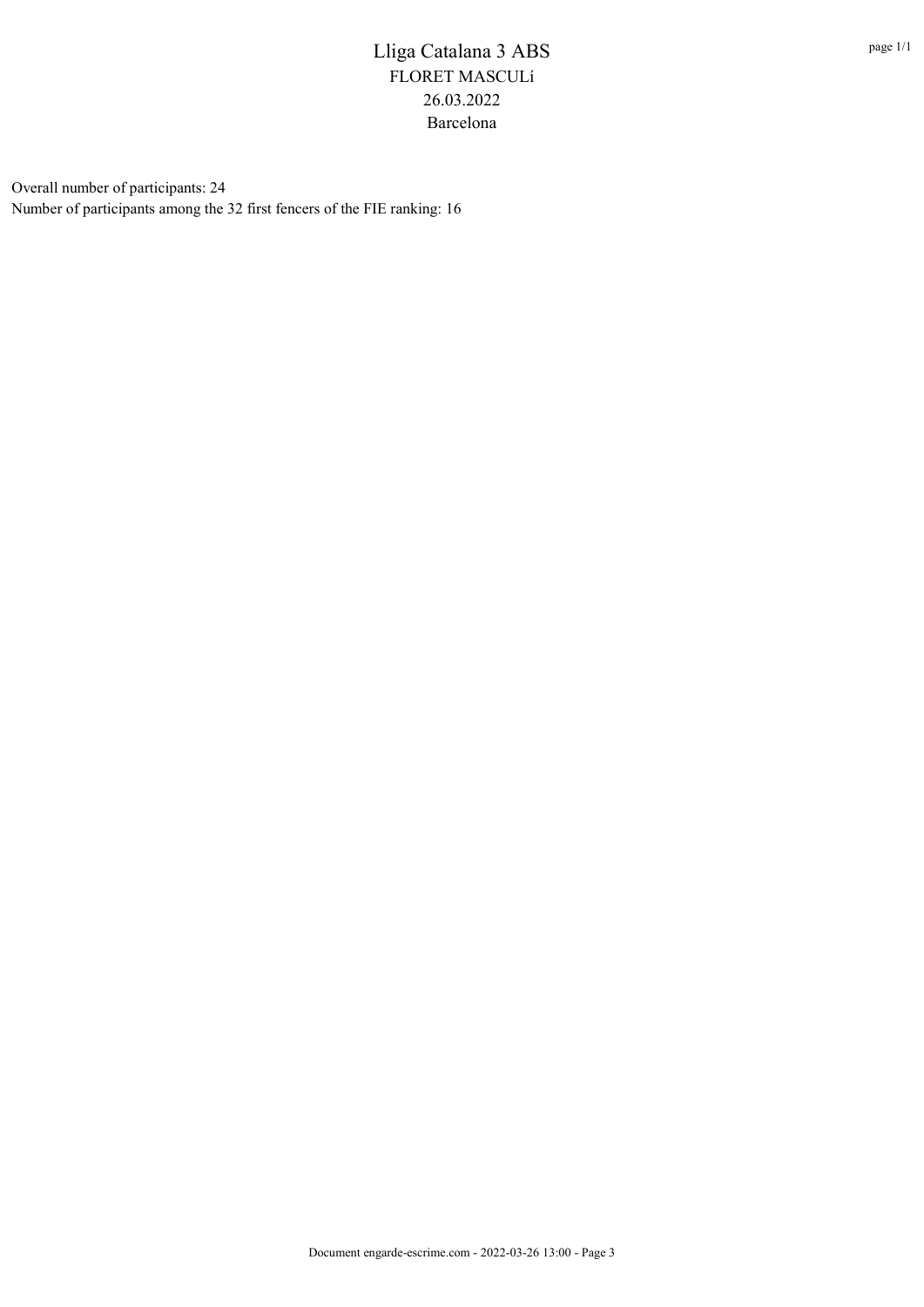# Lliga Catalana 3 ABS

FLORET MASCULí

26.03.2022

Barcelona

Overall number of participants: 24

Number of participants among the 32 first fencers of the FIE ranking: 16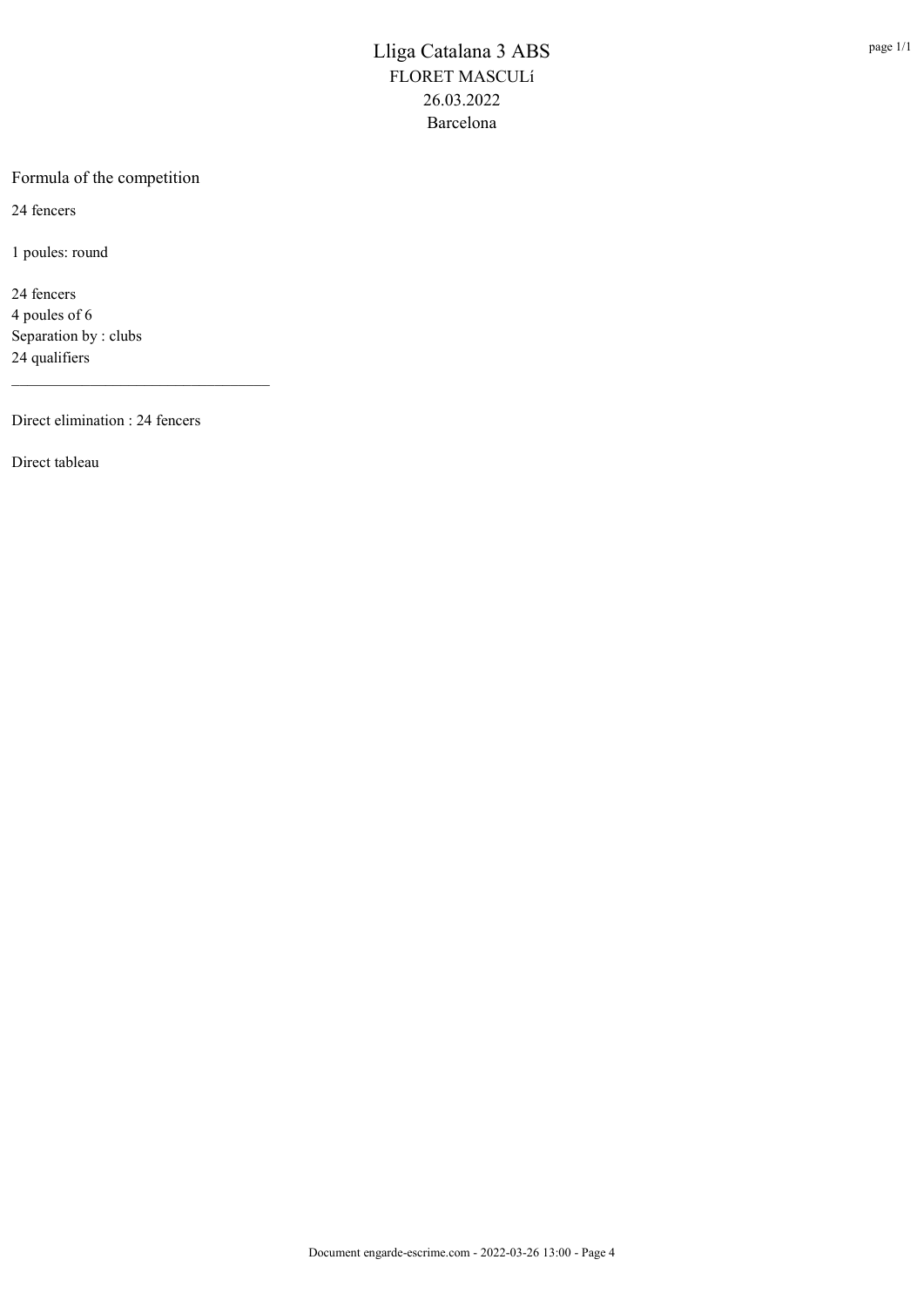# Lliga Catalana 3 ABS

FLORET MASCULí

26.03.2022

Barcelona

## Formula of the competition

24 fencers

1 poules: round

24 fencers
4 poules of 6
Separation by : clubs
24 qualifiers

---

Direct elimination : 24 fencers

Direct tableau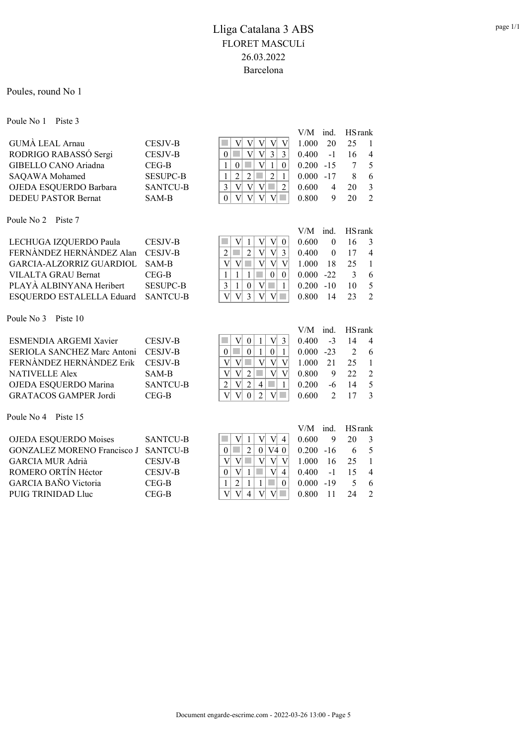# Lliga Catalana 3 ABS

## FLORET MASCULí

26.03.2022

Barcelona

Poules, round No 1

### Poule No 1 Piste 3

| Name | Club | 1 | 2 | 3 | 4 | 5 | 6 | V/M | ind. | HS | rank |
|---|---|---|---|---|---|---|---|---|---|---|---|
| GUMÀ LEAL Arnau | CESJV-B | | V | V | V | V | V | 1.000 | 20 | 25 | 1 |
| RODRIGO RABASSÓ Sergi | CESJV-B | 0 | | V | V | 3 | 3 | 0.400 | -1 | 16 | 4 |
| GIBELLO CANO Ariadna | CEG-B | 1 | 0 | | V | 1 | 0 | 0.200 | -15 | 7 | 5 |
| SAQAWA Mohamed | SESUPC-B | 1 | 2 | 2 | | 2 | 1 | 0.000 | -17 | 8 | 6 |
| OJEDA ESQUERDO Barbara | SANTCU-B | 3 | V | V | V | | 2 | 0.600 | 4 | 20 | 3 |
| DEDEU PASTOR Bernat | SAM-B | 0 | V | V | V | V | | 0.800 | 9 | 20 | 2 |

### Poule No 2 Piste 7

| Name | Club | 1 | 2 | 3 | 4 | 5 | 6 | V/M | ind. | HS | rank |
|---|---|---|---|---|---|---|---|---|---|---|---|
| LECHUGA IZQUERDO Paula | CESJV-B | | V | 1 | V | V | 0 | 0.600 | 0 | 16 | 3 |
| FERNÀNDEZ HERNÀNDEZ Alan | CESJV-B | 2 | | 2 | V | V | 3 | 0.400 | 0 | 17 | 4 |
| GARCIA-ALZORRIZ GUARDIOL | SAM-B | V | V | | V | V | V | 1.000 | 18 | 25 | 1 |
| VILALTA GRAU Bernat | CEG-B | 1 | 1 | 1 | | 0 | 0 | 0.000 | -22 | 3 | 6 |
| PLAYÀ ALBINYANA Heribert | SESUPC-B | 3 | 1 | 0 | V | | 1 | 0.200 | -10 | 10 | 5 |
| ESQUERDO ESTALELLA Eduard | SANTCU-B | V | V | 3 | V | V | | 0.800 | 14 | 23 | 2 |

### Poule No 3 Piste 10

| Name | Club | 1 | 2 | 3 | 4 | 5 | 6 | V/M | ind. | HS | rank |
|---|---|---|---|---|---|---|---|---|---|---|---|
| ESMENDIA ARGEMI Xavier | CESJV-B | | V | 0 | 1 | V | 3 | 0.400 | -3 | 14 | 4 |
| SERIOLA SANCHEZ Marc Antoni | CESJV-B | 0 | | 0 | 1 | 0 | 1 | 0.000 | -23 | 2 | 6 |
| FERNÀNDEZ HERNÀNDEZ Erik | CESJV-B | V | V | | V | V | V | 1.000 | 21 | 25 | 1 |
| NATIVELLE Alex | SAM-B | V | V | 2 | | V | V | 0.800 | 9 | 22 | 2 |
| OJEDA ESQUERDO Marina | SANTCU-B | 2 | V | 2 | 4 | | 1 | 0.200 | -6 | 14 | 5 |
| GRATACOS GAMPER Jordi | CEG-B | V | V | 0 | 2 | V | | 0.600 | 2 | 17 | 3 |

### Poule No 4 Piste 15

| Name | Club | 1 | 2 | 3 | 4 | 5 | 6 | V/M | ind. | HS | rank |
|---|---|---|---|---|---|---|---|---|---|---|---|
| OJEDA ESQUERDO Moises | SANTCU-B | | V | 1 | V | V | 4 | 0.600 | 9 | 20 | 3 |
| GONZALEZ MORENO Francisco J | SANTCU-B | 0 | | 2 | 0 | V4 | 0 | 0.200 | -16 | 6 | 5 |
| GARCIA MUR Adrià | CESJV-B | V | V | | V | V | V | 1.000 | 16 | 25 | 1 |
| ROMERO ORTÍN Héctor | CESJV-B | 0 | V | 1 | | V | 4 | 0.400 | -1 | 15 | 4 |
| GARCIA BAÑO Victoria | CEG-B | 1 | 2 | 1 | 1 | | 0 | 0.000 | -19 | 5 | 6 |
| PUIG TRINIDAD Lluc | CEG-B | V | V | 4 | V | V | | 0.800 | 11 | 24 | 2 |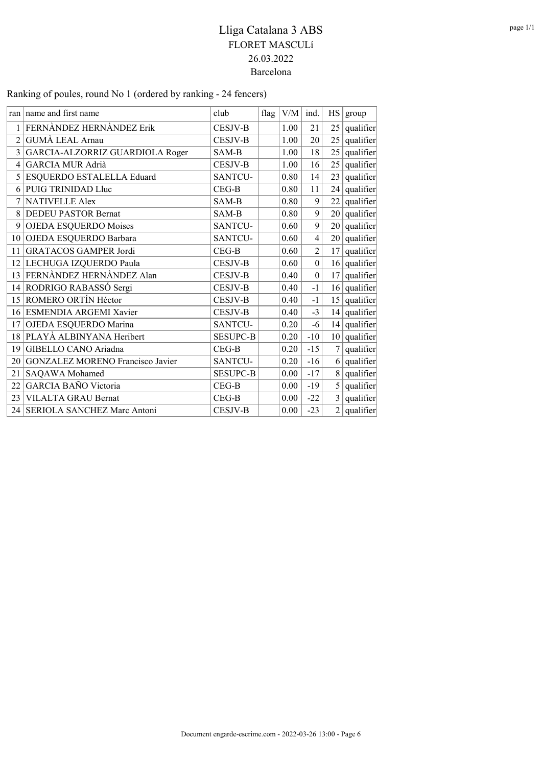# Lliga Catalana 3 ABS

## FLORET MASCULí

26.03.2022

Barcelona

Ranking of poules, round No 1 (ordered by ranking - 24 fencers)

| ran | name and first name | club | flag | V/M | ind. | HS | group |
|---|---|---|---|---|---|---|---|
| 1 | FERNÀNDEZ HERNÀNDEZ Erik | CESJV-B | | 1.00 | 21 | 25 | qualifier |
| 2 | GUMÀ LEAL Arnau | CESJV-B | | 1.00 | 20 | 25 | qualifier |
| 3 | GARCIA-ALZORRIZ GUARDIOLA Roger | SAM-B | | 1.00 | 18 | 25 | qualifier |
| 4 | GARCIA MUR Adrià | CESJV-B | | 1.00 | 16 | 25 | qualifier |
| 5 | ESQUERDO ESTALELLA Eduard | SANTCU- | | 0.80 | 14 | 23 | qualifier |
| 6 | PUIG TRINIDAD Lluc | CEG-B | | 0.80 | 11 | 24 | qualifier |
| 7 | NATIVELLE Alex | SAM-B | | 0.80 | 9 | 22 | qualifier |
| 8 | DEDEU PASTOR Bernat | SAM-B | | 0.80 | 9 | 20 | qualifier |
| 9 | OJEDA ESQUERDO Moises | SANTCU- | | 0.60 | 9 | 20 | qualifier |
| 10 | OJEDA ESQUERDO Barbara | SANTCU- | | 0.60 | 4 | 20 | qualifier |
| 11 | GRATACOS GAMPER Jordi | CEG-B | | 0.60 | 2 | 17 | qualifier |
| 12 | LECHUGA IZQUERDO Paula | CESJV-B | | 0.60 | 0 | 16 | qualifier |
| 13 | FERNÀNDEZ HERNÀNDEZ Alan | CESJV-B | | 0.40 | 0 | 17 | qualifier |
| 14 | RODRIGO RABASSÓ Sergi | CESJV-B | | 0.40 | -1 | 16 | qualifier |
| 15 | ROMERO ORTÍN Héctor | CESJV-B | | 0.40 | -1 | 15 | qualifier |
| 16 | ESMENDIA ARGEMI Xavier | CESJV-B | | 0.40 | -3 | 14 | qualifier |
| 17 | OJEDA ESQUERDO Marina | SANTCU- | | 0.20 | -6 | 14 | qualifier |
| 18 | PLAYÀ ALBINYANA Heribert | SESUPC-B | | 0.20 | -10 | 10 | qualifier |
| 19 | GIBELLO CANO Ariadna | CEG-B | | 0.20 | -15 | 7 | qualifier |
| 20 | GONZALEZ MORENO Francisco Javier | SANTCU- | | 0.20 | -16 | 6 | qualifier |
| 21 | SAQAWA Mohamed | SESUPC-B | | 0.00 | -17 | 8 | qualifier |
| 22 | GARCIA BAÑO Victoria | CEG-B | | 0.00 | -19 | 5 | qualifier |
| 23 | VILALTA GRAU Bernat | CEG-B | | 0.00 | -22 | 3 | qualifier |
| 24 | SERIOLA SANCHEZ Marc Antoni | CESJV-B | | 0.00 | -23 | 2 | qualifier |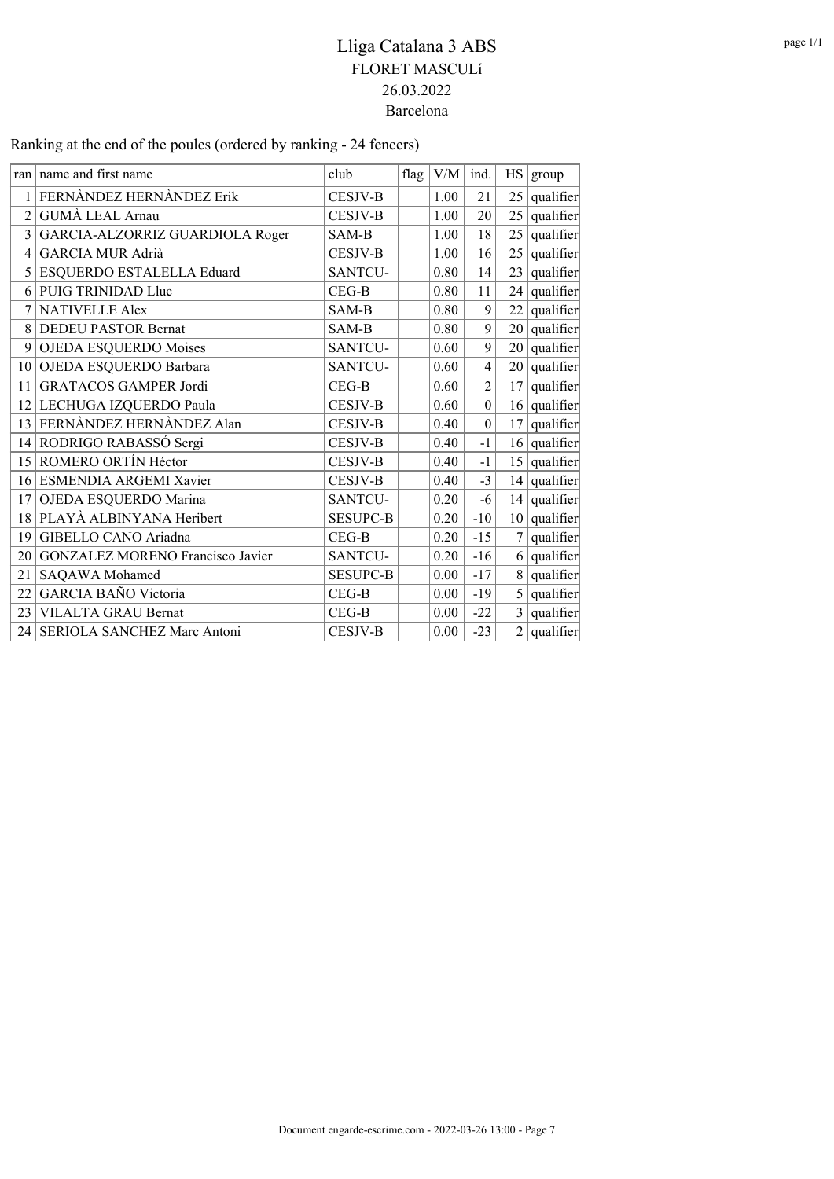# Lliga Catalana 3 ABS

FLORET MASCULí

26.03.2022

Barcelona

Ranking at the end of the poules (ordered by ranking - 24 fencers)

| ran | name and first name | club | flag | V/M | ind. | HS | group |
|---|---|---|---|---|---|---|---|
| 1 | FERNÀNDEZ HERNÀNDEZ Erik | CESJV-B | | 1.00 | 21 | 25 | qualifier |
| 2 | GUMÀ LEAL Arnau | CESJV-B | | 1.00 | 20 | 25 | qualifier |
| 3 | GARCIA-ALZORRIZ GUARDIOLA Roger | SAM-B | | 1.00 | 18 | 25 | qualifier |
| 4 | GARCIA MUR Adrià | CESJV-B | | 1.00 | 16 | 25 | qualifier |
| 5 | ESQUERDO ESTALELLA Eduard | SANTCU- | | 0.80 | 14 | 23 | qualifier |
| 6 | PUIG TRINIDAD Lluc | CEG-B | | 0.80 | 11 | 24 | qualifier |
| 7 | NATIVELLE Alex | SAM-B | | 0.80 | 9 | 22 | qualifier |
| 8 | DEDEU PASTOR Bernat | SAM-B | | 0.80 | 9 | 20 | qualifier |
| 9 | OJEDA ESQUERDO Moises | SANTCU- | | 0.60 | 9 | 20 | qualifier |
| 10 | OJEDA ESQUERDO Barbara | SANTCU- | | 0.60 | 4 | 20 | qualifier |
| 11 | GRATACOS GAMPER Jordi | CEG-B | | 0.60 | 2 | 17 | qualifier |
| 12 | LECHUGA IZQUERDO Paula | CESJV-B | | 0.60 | 0 | 16 | qualifier |
| 13 | FERNÀNDEZ HERNÀNDEZ Alan | CESJV-B | | 0.40 | 0 | 17 | qualifier |
| 14 | RODRIGO RABASSÓ Sergi | CESJV-B | | 0.40 | -1 | 16 | qualifier |
| 15 | ROMERO ORTÍN Héctor | CESJV-B | | 0.40 | -1 | 15 | qualifier |
| 16 | ESMENDIA ARGEMI Xavier | CESJV-B | | 0.40 | -3 | 14 | qualifier |
| 17 | OJEDA ESQUERDO Marina | SANTCU- | | 0.20 | -6 | 14 | qualifier |
| 18 | PLAYÀ ALBINYANA Heribert | SESUPC-B | | 0.20 | -10 | 10 | qualifier |
| 19 | GIBELLO CANO Ariadna | CEG-B | | 0.20 | -15 | 7 | qualifier |
| 20 | GONZALEZ MORENO Francisco Javier | SANTCU- | | 0.20 | -16 | 6 | qualifier |
| 21 | SAQAWA Mohamed | SESUPC-B | | 0.00 | -17 | 8 | qualifier |
| 22 | GARCIA BAÑO Victoria | CEG-B | | 0.00 | -19 | 5 | qualifier |
| 23 | VILALTA GRAU Bernat | CEG-B | | 0.00 | -22 | 3 | qualifier |
| 24 | SERIOLA SANCHEZ Marc Antoni | CESJV-B | | 0.00 | -23 | 2 | qualifier |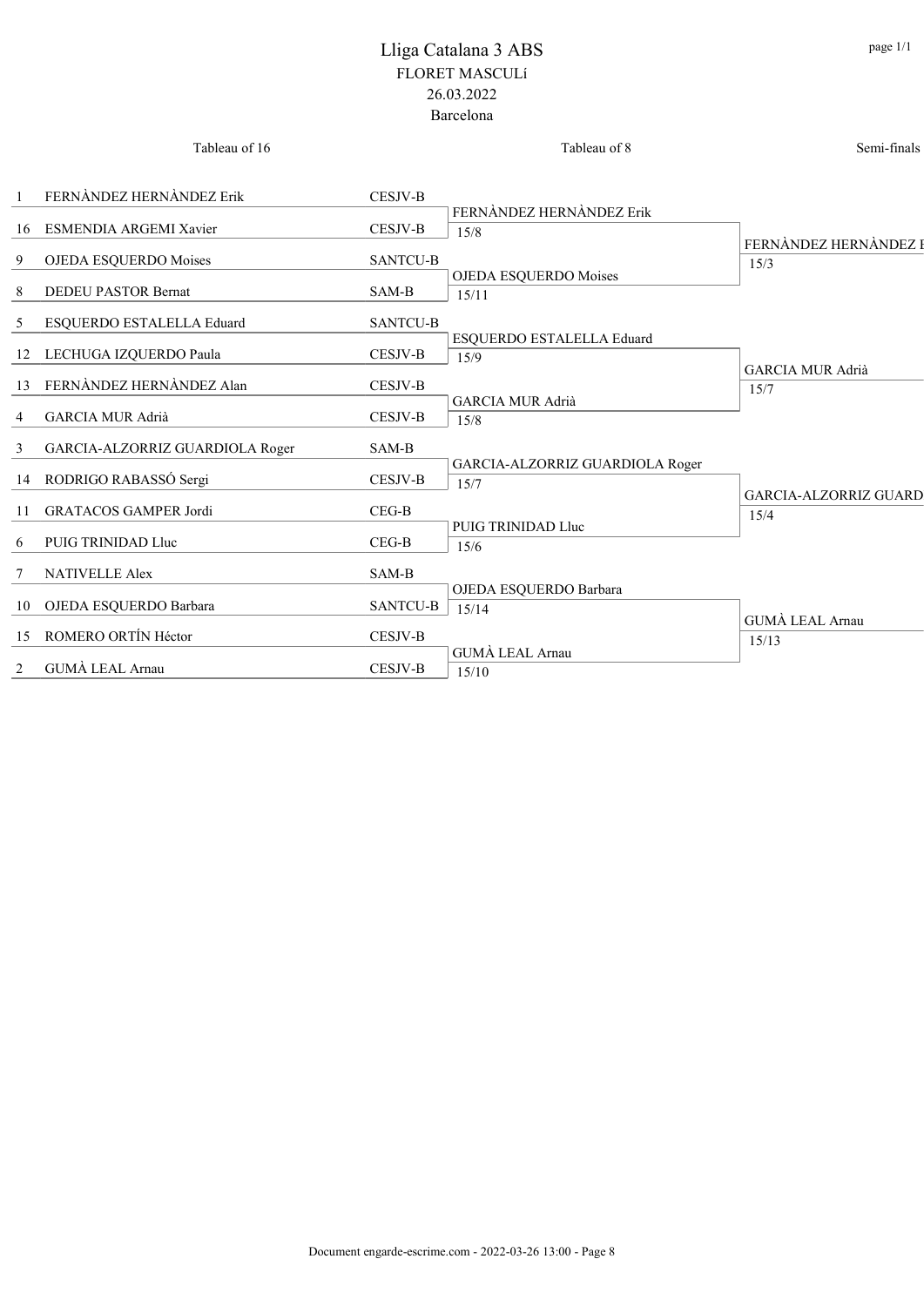# Lliga Catalana 3 ABS

FLORET MASCULí

26.03.2022

Barcelona

| Seed | Tableau of 16 | Club | Tableau of 8 | Semi-finals |
|---|---|---|---|---|
| 1 | FERNÀNDEZ HERNÀNDEZ Erik | CESJV-B | | |
| | | | FERNÀNDEZ HERNÀNDEZ Erik 15/8 | |
| 16 | ESMENDIA ARGEMI Xavier | CESJV-B | | |
| | | | | FERNÀNDEZ HERNÀNDEZ E 15/3 |
| 9 | OJEDA ESQUERDO Moises | SANTCU-B | | |
| | | | OJEDA ESQUERDO Moises 15/11 | |
| 8 | DEDEU PASTOR Bernat | SAM-B | | |
| 5 | ESQUERDO ESTALELLA Eduard | SANTCU-B | | |
| | | | ESQUERDO ESTALELLA Eduard 15/9 | |
| 12 | LECHUGA IZQUERDO Paula | CESJV-B | | |
| | | | | GARCIA MUR Adrià 15/7 |
| 13 | FERNÀNDEZ HERNÀNDEZ Alan | CESJV-B | | |
| | | | GARCIA MUR Adrià 15/8 | |
| 4 | GARCIA MUR Adrià | CESJV-B | | |
| 3 | GARCIA-ALZORRIZ GUARDIOLA Roger | SAM-B | | |
| | | | GARCIA-ALZORRIZ GUARDIOLA Roger 15/7 | |
| 14 | RODRIGO RABASSÓ Sergi | CESJV-B | | |
| | | | | GARCIA-ALZORRIZ GUARD 15/4 |
| 11 | GRATACOS GAMPER Jordi | CEG-B | | |
| | | | PUIG TRINIDAD Lluc 15/6 | |
| 6 | PUIG TRINIDAD Lluc | CEG-B | | |
| 7 | NATIVELLE Alex | SAM-B | | |
| | | | OJEDA ESQUERDO Barbara 15/14 | |
| 10 | OJEDA ESQUERDO Barbara | SANTCU-B | | |
| | | | | GUMÀ LEAL Arnau 15/13 |
| 15 | ROMERO ORTÍN Héctor | CESJV-B | | |
| | | | GUMÀ LEAL Arnau 15/10 | |
| 2 | GUMÀ LEAL Arnau | CESJV-B | | |

Document engarde-escrime.com - 2022-03-26 13:00 - Page 8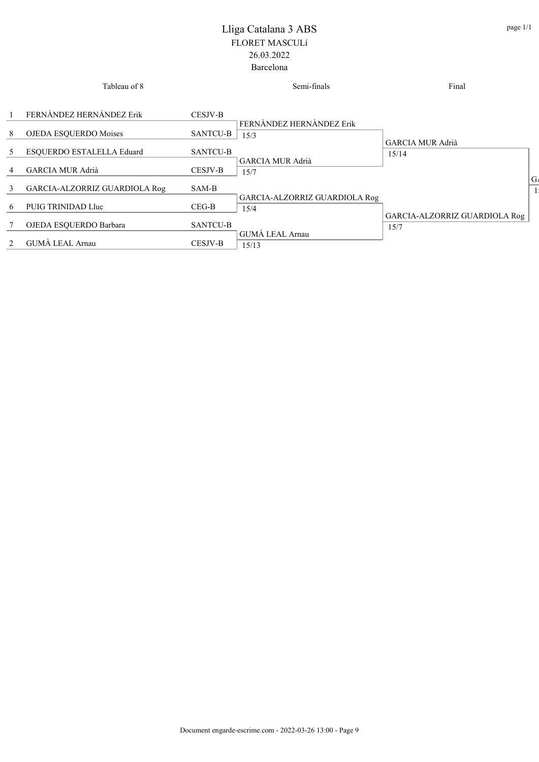# Lliga Catalana 3 ABS

FLORET MASCULí

26.03.2022

Barcelona

| Tableau of 8 | | | Semi-finals | Final | |
|---|---|---|---|---|---|
| 1 | FERNÀNDEZ HERNÀNDEZ Erik | CESJV-B | FERNÀNDEZ HERNÀNDEZ Erik 15/3 | GARCIA MUR Adrià 15/14 | GA 1 |
| 8 | OJEDA ESQUERDO Moises | SANTCU-B | | | |
| 5 | ESQUERDO ESTALELLA Eduard | SANTCU-B | GARCIA MUR Adrià 15/7 | | |
| 4 | GARCIA MUR Adrià | CESJV-B | | | |
| 3 | GARCIA-ALZORRIZ GUARDIOLA Rog | SAM-B | GARCIA-ALZORRIZ GUARDIOLA Rog 15/4 | GARCIA-ALZORRIZ GUARDIOLA Rog 15/7 | |
| 6 | PUIG TRINIDAD Lluc | CEG-B | | | |
| 7 | OJEDA ESQUERDO Barbara | SANTCU-B | GUMÀ LEAL Arnau 15/13 | | |
| 2 | GUMÀ LEAL Arnau | CESJV-B | | | |

Document engarde-escrime.com - 2022-03-26 13:00 - Page 9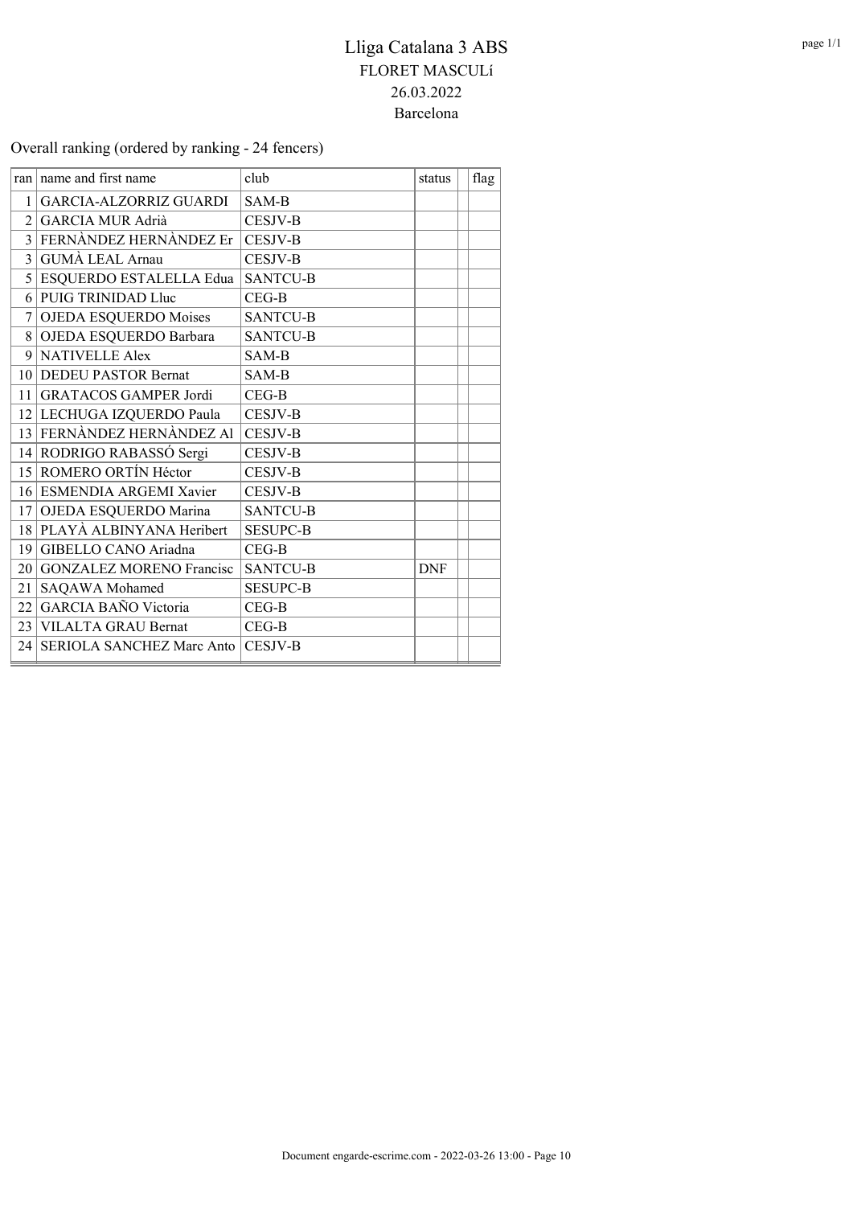# Lliga Catalana 3 ABS

FLORET MASCULí

26.03.2022

Barcelona

Overall ranking (ordered by ranking - 24 fencers)

| ran | name and first name | club | status | | flag |
|---|---|---|---|---|---|
| 1 | GARCIA-ALZORRIZ GUARDI | SAM-B | | | |
| 2 | GARCIA MUR Adrià | CESJV-B | | | |
| 3 | FERNÀNDEZ HERNÀNDEZ Er | CESJV-B | | | |
| 3 | GUMÀ LEAL Arnau | CESJV-B | | | |
| 5 | ESQUERDO ESTALELLA Edua | SANTCU-B | | | |
| 6 | PUIG TRINIDAD Lluc | CEG-B | | | |
| 7 | OJEDA ESQUERDO Moises | SANTCU-B | | | |
| 8 | OJEDA ESQUERDO Barbara | SANTCU-B | | | |
| 9 | NATIVELLE Alex | SAM-B | | | |
| 10 | DEDEU PASTOR Bernat | SAM-B | | | |
| 11 | GRATACOS GAMPER Jordi | CEG-B | | | |
| 12 | LECHUGA IZQUERDO Paula | CESJV-B | | | |
| 13 | FERNÀNDEZ HERNÀNDEZ Al | CESJV-B | | | |
| 14 | RODRIGO RABASSÓ Sergi | CESJV-B | | | |
| 15 | ROMERO ORTÍN Héctor | CESJV-B | | | |
| 16 | ESMENDIA ARGEMI Xavier | CESJV-B | | | |
| 17 | OJEDA ESQUERDO Marina | SANTCU-B | | | |
| 18 | PLAYÀ ALBINYANA Heribert | SESUPC-B | | | |
| 19 | GIBELLO CANO Ariadna | CEG-B | | | |
| 20 | GONZALEZ MORENO Francisc | SANTCU-B | DNF | | |
| 21 | SAQAWA Mohamed | SESUPC-B | | | |
| 22 | GARCIA BAÑO Victoria | CEG-B | | | |
| 23 | VILALTA GRAU Bernat | CEG-B | | | |
| 24 | SERIOLA SANCHEZ Marc Anto | CESJV-B | | | |

Document engarde-escrime.com - 2022-03-26 13:00 - Page 10